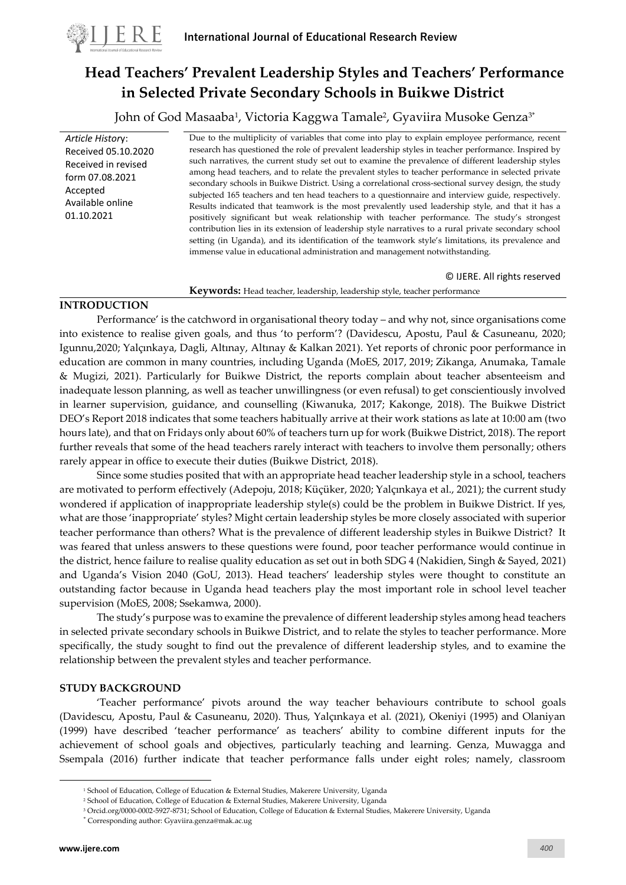# Head Teachers' Prevalent Leadership Styles and Teachers' Performance in Selected Private Secondary Schools in Buikwe District

John of God Masaaba[1], Victoria Kaggwa Tamale[2], Gyaviira Musoke Genza[3*]

*Article History*:
Received 05.10.2020
Received in revised form 07.08.2021
Accepted
Available online 01.10.2021

Due to the multiplicity of variables that come into play to explain employee performance, recent research has questioned the role of prevalent leadership styles in teacher performance. Inspired by such narratives, the current study set out to examine the prevalence of different leadership styles among head teachers, and to relate the prevalent styles to teacher performance in selected private secondary schools in Buikwe District. Using a correlational cross-sectional survey design, the study subjected 165 teachers and ten head teachers to a questionnaire and interview guide, respectively. Results indicated that teamwork is the most prevalently used leadership style, and that it has a positively significant but weak relationship with teacher performance. The study's strongest contribution lies in its extension of leadership style narratives to a rural private secondary school setting (in Uganda), and its identification of the teamwork style's limitations, its prevalence and immense value in educational administration and management notwithstanding.

© IJERE. All rights reserved

**Keywords:** Head teacher, leadership, leadership style, teacher performance

## INTRODUCTION

Performance' is the catchword in organisational theory today – and why not, since organisations come into existence to realise given goals, and thus 'to perform'? (Davidescu, Apostu, Paul & Casuneanu, 2020; Igunnu,2020; Yalçınkaya, Dagli, Altınay, Altınay & Kalkan 2021). Yet reports of chronic poor performance in education are common in many countries, including Uganda (MoES, 2017, 2019; Zikanga, Anumaka, Tamale & Mugizi, 2021). Particularly for Buikwe District, the reports complain about teacher absenteeism and inadequate lesson planning, as well as teacher unwillingness (or even refusal) to get conscientiously involved in learner supervision, guidance, and counselling (Kiwanuka, 2017; Kakonge, 2018). The Buikwe District DEO's Report 2018 indicates that some teachers habitually arrive at their work stations as late at 10:00 am (two hours late), and that on Fridays only about 60% of teachers turn up for work (Buikwe District, 2018). The report further reveals that some of the head teachers rarely interact with teachers to involve them personally; others rarely appear in office to execute their duties (Buikwe District, 2018).

Since some studies posited that with an appropriate head teacher leadership style in a school, teachers are motivated to perform effectively (Adepoju, 2018; Küçüker, 2020; Yalçınkaya et al., 2021); the current study wondered if application of inappropriate leadership style(s) could be the problem in Buikwe District. If yes, what are those 'inappropriate' styles? Might certain leadership styles be more closely associated with superior teacher performance than others? What is the prevalence of different leadership styles in Buikwe District? It was feared that unless answers to these questions were found, poor teacher performance would continue in the district, hence failure to realise quality education as set out in both SDG 4 (Nakidien, Singh & Sayed, 2021) and Uganda's Vision 2040 (GoU, 2013). Head teachers' leadership styles were thought to constitute an outstanding factor because in Uganda head teachers play the most important role in school level teacher supervision (MoES, 2008; Ssekamwa, 2000).

The study's purpose was to examine the prevalence of different leadership styles among head teachers in selected private secondary schools in Buikwe District, and to relate the styles to teacher performance. More specifically, the study sought to find out the prevalence of different leadership styles, and to examine the relationship between the prevalent styles and teacher performance.

## STUDY BACKGROUND

'Teacher performance' pivots around the way teacher behaviours contribute to school goals (Davidescu, Apostu, Paul & Casuneanu, 2020). Thus, Yalçınkaya et al. (2021), Okeniyi (1995) and Olaniyan (1999) have described 'teacher performance' as teachers' ability to combine different inputs for the achievement of school goals and objectives, particularly teaching and learning. Genza, Muwagga and Ssempala (2016) further indicate that teacher performance falls under eight roles; namely, classroom

---

[1] School of Education, College of Education & External Studies, Makerere University, Uganda
[2] School of Education, College of Education & External Studies, Makerere University, Uganda
[3] Orcid.org/0000-0002-5927-8731; School of Education, College of Education & External Studies, Makerere University, Uganda
[*] Corresponding author: Gyaviira.genza@mak.ac.ug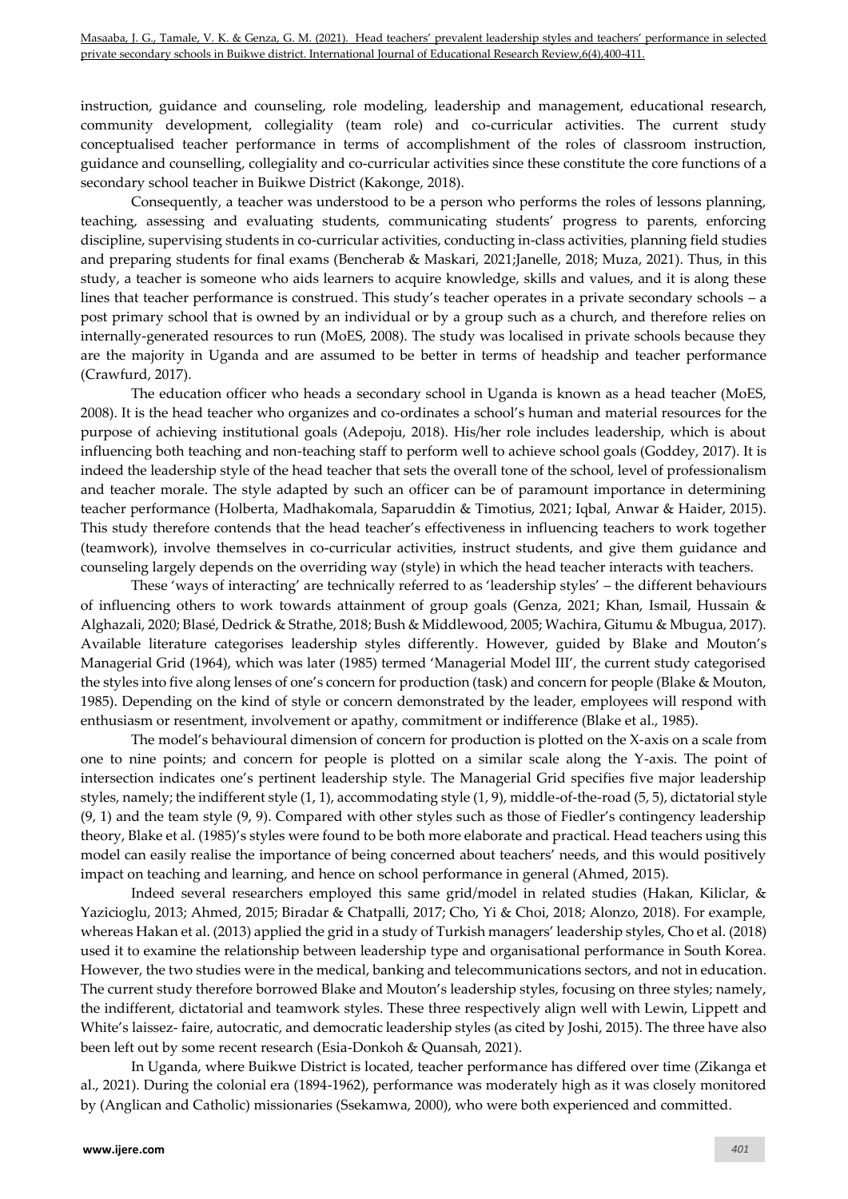instruction, guidance and counseling, role modeling, leadership and management, educational research, community development, collegiality (team role) and co-curricular activities. The current study conceptualised teacher performance in terms of accomplishment of the roles of classroom instruction, guidance and counselling, collegiality and co-curricular activities since these constitute the core functions of a secondary school teacher in Buikwe District (Kakonge, 2018).

Consequently, a teacher was understood to be a person who performs the roles of lessons planning, teaching, assessing and evaluating students, communicating students' progress to parents, enforcing discipline, supervising students in co-curricular activities, conducting in-class activities, planning field studies and preparing students for final exams (Bencherab & Maskari, 2021;Janelle, 2018; Muza, 2021). Thus, in this study, a teacher is someone who aids learners to acquire knowledge, skills and values, and it is along these lines that teacher performance is construed. This study's teacher operates in a private secondary schools – a post primary school that is owned by an individual or by a group such as a church, and therefore relies on internally-generated resources to run (MoES, 2008). The study was localised in private schools because they are the majority in Uganda and are assumed to be better in terms of headship and teacher performance (Crawfurd, 2017).

The education officer who heads a secondary school in Uganda is known as a head teacher (MoES, 2008). It is the head teacher who organizes and co-ordinates a school's human and material resources for the purpose of achieving institutional goals (Adepoju, 2018). His/her role includes leadership, which is about influencing both teaching and non-teaching staff to perform well to achieve school goals (Goddey, 2017). It is indeed the leadership style of the head teacher that sets the overall tone of the school, level of professionalism and teacher morale. The style adapted by such an officer can be of paramount importance in determining teacher performance (Holberta, Madhakomala, Saparuddin & Timotius, 2021; Iqbal, Anwar & Haider, 2015). This study therefore contends that the head teacher's effectiveness in influencing teachers to work together (teamwork), involve themselves in co-curricular activities, instruct students, and give them guidance and counseling largely depends on the overriding way (style) in which the head teacher interacts with teachers.

These 'ways of interacting' are technically referred to as 'leadership styles' – the different behaviours of influencing others to work towards attainment of group goals (Genza, 2021; Khan, Ismail, Hussain & Alghazali, 2020; Blasé, Dedrick & Strathe, 2018; Bush & Middlewood, 2005; Wachira, Gitumu & Mbugua, 2017). Available literature categorises leadership styles differently. However, guided by Blake and Mouton's Managerial Grid (1964), which was later (1985) termed 'Managerial Model III', the current study categorised the styles into five along lenses of one's concern for production (task) and concern for people (Blake & Mouton, 1985). Depending on the kind of style or concern demonstrated by the leader, employees will respond with enthusiasm or resentment, involvement or apathy, commitment or indifference (Blake et al., 1985).

The model's behavioural dimension of concern for production is plotted on the X-axis on a scale from one to nine points; and concern for people is plotted on a similar scale along the Y-axis. The point of intersection indicates one's pertinent leadership style. The Managerial Grid specifies five major leadership styles, namely; the indifferent style (1, 1), accommodating style (1, 9), middle-of-the-road (5, 5), dictatorial style (9, 1) and the team style (9, 9). Compared with other styles such as those of Fiedler's contingency leadership theory, Blake et al. (1985)'s styles were found to be both more elaborate and practical. Head teachers using this model can easily realise the importance of being concerned about teachers' needs, and this would positively impact on teaching and learning, and hence on school performance in general (Ahmed, 2015).

Indeed several researchers employed this same grid/model in related studies (Hakan, Kiliclar, & Yazicioglu, 2013; Ahmed, 2015; Biradar & Chatpalli, 2017; Cho, Yi & Choi, 2018; Alonzo, 2018). For example, whereas Hakan et al. (2013) applied the grid in a study of Turkish managers' leadership styles, Cho et al. (2018) used it to examine the relationship between leadership type and organisational performance in South Korea. However, the two studies were in the medical, banking and telecommunications sectors, and not in education. The current study therefore borrowed Blake and Mouton's leadership styles, focusing on three styles; namely, the indifferent, dictatorial and teamwork styles. These three respectively align well with Lewin, Lippett and White's laissez- faire, autocratic, and democratic leadership styles (as cited by Joshi, 2015). The three have also been left out by some recent research (Esia-Donkoh & Quansah, 2021).

In Uganda, where Buikwe District is located, teacher performance has differed over time (Zikanga et al., 2021). During the colonial era (1894-1962), performance was moderately high as it was closely monitored by (Anglican and Catholic) missionaries (Ssekamwa, 2000), who were both experienced and committed.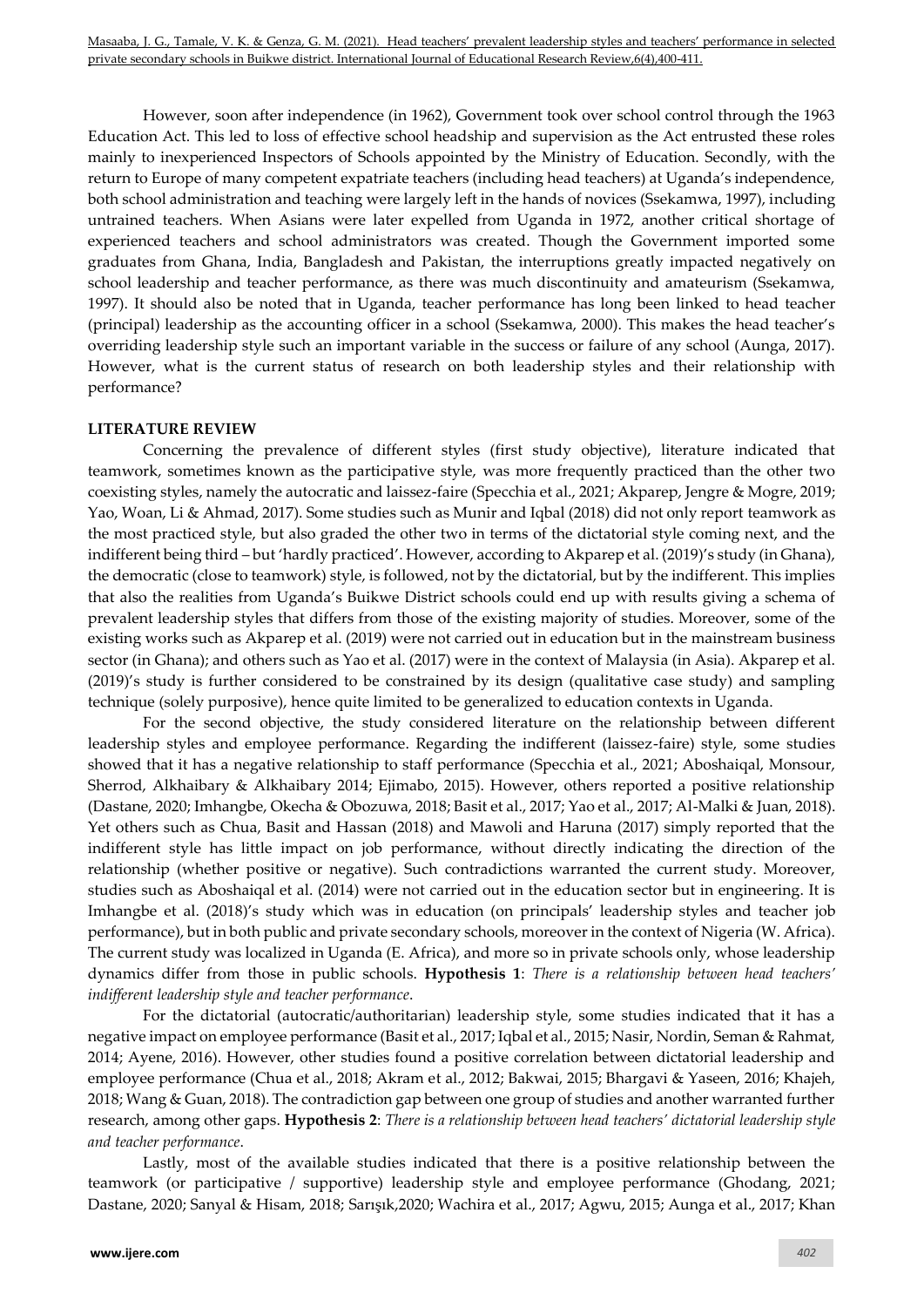However, soon after independence (in 1962), Government took over school control through the 1963 Education Act. This led to loss of effective school headship and supervision as the Act entrusted these roles mainly to inexperienced Inspectors of Schools appointed by the Ministry of Education. Secondly, with the return to Europe of many competent expatriate teachers (including head teachers) at Uganda's independence, both school administration and teaching were largely left in the hands of novices (Ssekamwa, 1997), including untrained teachers. When Asians were later expelled from Uganda in 1972, another critical shortage of experienced teachers and school administrators was created. Though the Government imported some graduates from Ghana, India, Bangladesh and Pakistan, the interruptions greatly impacted negatively on school leadership and teacher performance, as there was much discontinuity and amateurism (Ssekamwa, 1997). It should also be noted that in Uganda, teacher performance has long been linked to head teacher (principal) leadership as the accounting officer in a school (Ssekamwa, 2000). This makes the head teacher's overriding leadership style such an important variable in the success or failure of any school (Aunga, 2017). However, what is the current status of research on both leadership styles and their relationship with performance?

## LITERATURE REVIEW

Concerning the prevalence of different styles (first study objective), literature indicated that teamwork, sometimes known as the participative style, was more frequently practiced than the other two coexisting styles, namely the autocratic and laissez-faire (Specchia et al., 2021; Akparep, Jengre & Mogre, 2019; Yao, Woan, Li & Ahmad, 2017). Some studies such as Munir and Iqbal (2018) did not only report teamwork as the most practiced style, but also graded the other two in terms of the dictatorial style coming next, and the indifferent being third – but 'hardly practiced'. However, according to Akparep et al. (2019)'s study (in Ghana), the democratic (close to teamwork) style, is followed, not by the dictatorial, but by the indifferent. This implies that also the realities from Uganda's Buikwe District schools could end up with results giving a schema of prevalent leadership styles that differs from those of the existing majority of studies. Moreover, some of the existing works such as Akparep et al. (2019) were not carried out in education but in the mainstream business sector (in Ghana); and others such as Yao et al. (2017) were in the context of Malaysia (in Asia). Akparep et al. (2019)'s study is further considered to be constrained by its design (qualitative case study) and sampling technique (solely purposive), hence quite limited to be generalized to education contexts in Uganda.

For the second objective, the study considered literature on the relationship between different leadership styles and employee performance. Regarding the indifferent (laissez-faire) style, some studies showed that it has a negative relationship to staff performance (Specchia et al., 2021; Aboshaiqal, Monsour, Sherrod, Alkhaibary & Alkhaibary 2014; Ejimabo, 2015). However, others reported a positive relationship (Dastane, 2020; Imhangbe, Okecha & Obozuwa, 2018; Basit et al., 2017; Yao et al., 2017; Al-Malki & Juan, 2018). Yet others such as Chua, Basit and Hassan (2018) and Mawoli and Haruna (2017) simply reported that the indifferent style has little impact on job performance, without directly indicating the direction of the relationship (whether positive or negative). Such contradictions warranted the current study. Moreover, studies such as Aboshaiqal et al. (2014) were not carried out in the education sector but in engineering. It is Imhangbe et al. (2018)'s study which was in education (on principals' leadership styles and teacher job performance), but in both public and private secondary schools, moreover in the context of Nigeria (W. Africa). The current study was localized in Uganda (E. Africa), and more so in private schools only, whose leadership dynamics differ from those in public schools. **Hypothesis 1**: *There is a relationship between head teachers' indifferent leadership style and teacher performance*.

For the dictatorial (autocratic/authoritarian) leadership style, some studies indicated that it has a negative impact on employee performance (Basit et al., 2017; Iqbal et al., 2015; Nasir, Nordin, Seman & Rahmat, 2014; Ayene, 2016). However, other studies found a positive correlation between dictatorial leadership and employee performance (Chua et al., 2018; Akram et al., 2012; Bakwai, 2015; Bhargavi & Yaseen, 2016; Khajeh, 2018; Wang & Guan, 2018). The contradiction gap between one group of studies and another warranted further research, among other gaps. **Hypothesis 2**: *There is a relationship between head teachers' dictatorial leadership style and teacher performance*.

Lastly, most of the available studies indicated that there is a positive relationship between the teamwork (or participative / supportive) leadership style and employee performance (Ghodang, 2021; Dastane, 2020; Sanyal & Hisam, 2018; Sarışık,2020; Wachira et al., 2017; Agwu, 2015; Aunga et al., 2017; Khan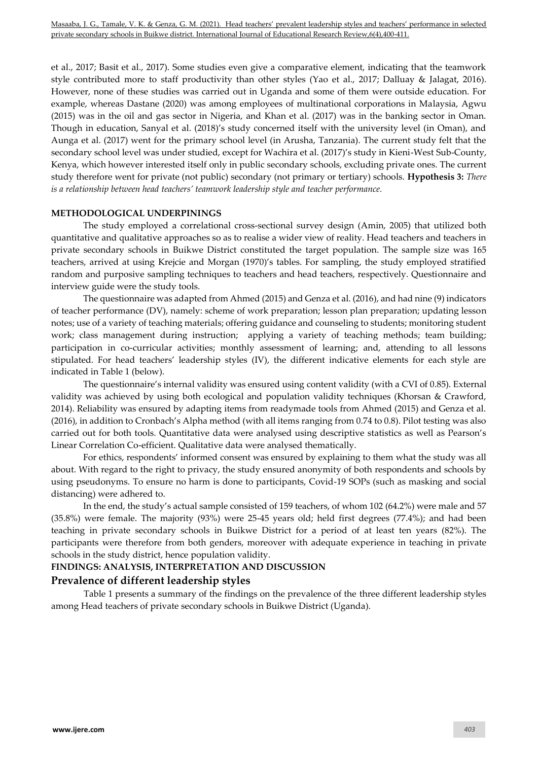et al., 2017; Basit et al., 2017). Some studies even give a comparative element, indicating that the teamwork style contributed more to staff productivity than other styles (Yao et al., 2017; Dalluay & Jalagat, 2016). However, none of these studies was carried out in Uganda and some of them were outside education. For example, whereas Dastane (2020) was among employees of multinational corporations in Malaysia, Agwu (2015) was in the oil and gas sector in Nigeria, and Khan et al. (2017) was in the banking sector in Oman. Though in education, Sanyal et al. (2018)'s study concerned itself with the university level (in Oman), and Aunga et al. (2017) went for the primary school level (in Arusha, Tanzania). The current study felt that the secondary school level was under studied, except for Wachira et al. (2017)'s study in Kieni-West Sub-County, Kenya, which however interested itself only in public secondary schools, excluding private ones. The current study therefore went for private (not public) secondary (not primary or tertiary) schools. **Hypothesis 3:** *There is a relationship between head teachers' teamwork leadership style and teacher performance.*

## METHODOLOGICAL UNDERPININGS

The study employed a correlational cross-sectional survey design (Amin, 2005) that utilized both quantitative and qualitative approaches so as to realise a wider view of reality. Head teachers and teachers in private secondary schools in Buikwe District constituted the target population. The sample size was 165 teachers, arrived at using Krejcie and Morgan (1970)'s tables. For sampling, the study employed stratified random and purposive sampling techniques to teachers and head teachers, respectively. Questionnaire and interview guide were the study tools.

The questionnaire was adapted from Ahmed (2015) and Genza et al. (2016), and had nine (9) indicators of teacher performance (DV), namely: scheme of work preparation; lesson plan preparation; updating lesson notes; use of a variety of teaching materials; offering guidance and counseling to students; monitoring student work; class management during instruction; applying a variety of teaching methods; team building; participation in co-curricular activities; monthly assessment of learning; and, attending to all lessons stipulated. For head teachers' leadership styles (IV), the different indicative elements for each style are indicated in Table 1 (below).

The questionnaire's internal validity was ensured using content validity (with a CVI of 0.85). External validity was achieved by using both ecological and population validity techniques (Khorsan & Crawford, 2014). Reliability was ensured by adapting items from readymade tools from Ahmed (2015) and Genza et al. (2016), in addition to Cronbach's Alpha method (with all items ranging from 0.74 to 0.8). Pilot testing was also carried out for both tools. Quantitative data were analysed using descriptive statistics as well as Pearson's Linear Correlation Co-efficient. Qualitative data were analysed thematically.

For ethics, respondents' informed consent was ensured by explaining to them what the study was all about. With regard to the right to privacy, the study ensured anonymity of both respondents and schools by using pseudonyms. To ensure no harm is done to participants, Covid-19 SOPs (such as masking and social distancing) were adhered to.

In the end, the study's actual sample consisted of 159 teachers, of whom 102 (64.2%) were male and 57 (35.8%) were female. The majority (93%) were 25-45 years old; held first degrees (77.4%); and had been teaching in private secondary schools in Buikwe District for a period of at least ten years (82%). The participants were therefore from both genders, moreover with adequate experience in teaching in private schools in the study district, hence population validity.

## FINDINGS: ANALYSIS, INTERPRETATION AND DISCUSSION

### Prevalence of different leadership styles

Table 1 presents a summary of the findings on the prevalence of the three different leadership styles among Head teachers of private secondary schools in Buikwe District (Uganda).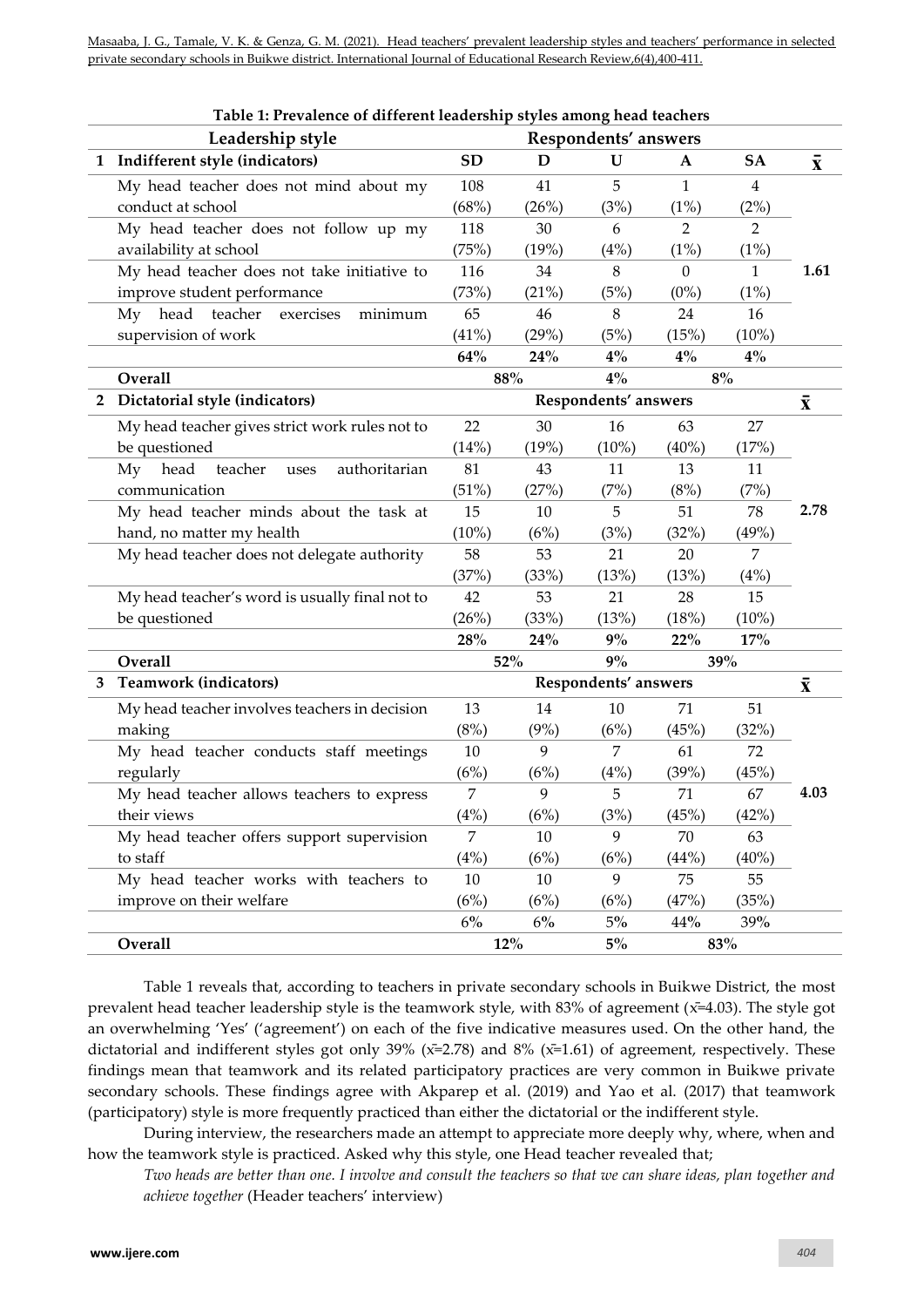**Table 1: Prevalence of different leadership styles among head teachers**

| | Leadership style | Respondents' answers | | | | | |
|---|---|---|---|---|---|---|---|
| 1 | **Indifferent style (indicators)** | **SD** | **D** | **U** | **A** | **SA** | $\bar{x}$ |
| | My head teacher does not mind about my conduct at school | 108 (68%) | 41 (26%) | 5 (3%) | 1 (1%) | 4 (2%) | |
| | My head teacher does not follow up my availability at school | 118 (75%) | 30 (19%) | 6 (4%) | 2 (1%) | 2 (1%) | |
| | My head teacher does not take initiative to improve student performance | 116 (73%) | 34 (21%) | 8 (5%) | 0 (0%) | 1 (1%) | **1.61** |
| | My head teacher exercises minimum supervision of work | 65 (41%) | 46 (29%) | 8 (5%) | 24 (15%) | 16 (10%) | |
| | | **64%** | **24%** | **4%** | **4%** | **4%** | |
| | **Overall** | **88%** | | **4%** | **8%** | | |
| 2 | **Dictatorial style (indicators)** | **Respondents' answers** | | | | | $\bar{x}$ |
| | My head teacher gives strict work rules not to be questioned | 22 (14%) | 30 (19%) | 16 (10%) | 63 (40%) | 27 (17%) | |
| | My head teacher uses authoritarian communication | 81 (51%) | 43 (27%) | 11 (7%) | 13 (8%) | 11 (7%) | |
| | My head teacher minds about the task at hand, no matter my health | 15 (10%) | 10 (6%) | 5 (3%) | 51 (32%) | 78 (49%) | **2.78** |
| | My head teacher does not delegate authority | 58 (37%) | 53 (33%) | 21 (13%) | 20 (13%) | 7 (4%) | |
| | My head teacher's word is usually final not to be questioned | 42 (26%) | 53 (33%) | 21 (13%) | 28 (18%) | 15 (10%) | |
| | | **28%** | **24%** | **9%** | **22%** | **17%** | |
| | **Overall** | **52%** | | **9%** | **39%** | | |
| 3 | **Teamwork (indicators)** | **Respondents' answers** | | | | | $\bar{x}$ |
| | My head teacher involves teachers in decision making | 13 (8%) | 14 (9%) | 10 (6%) | 71 (45%) | 51 (32%) | |
| | My head teacher conducts staff meetings regularly | 10 (6%) | 9 (6%) | 7 (4%) | 61 (39%) | 72 (45%) | |
| | My head teacher allows teachers to express their views | 7 (4%) | 9 (6%) | 5 (3%) | 71 (45%) | 67 (42%) | **4.03** |
| | My head teacher offers support supervision to staff | 7 (4%) | 10 (6%) | 9 (6%) | 70 (44%) | 63 (40%) | |
| | My head teacher works with teachers to improve on their welfare | 10 (6%) | 10 (6%) | 9 (6%) | 75 (47%) | 55 (35%) | |
| | | 6% | 6% | 5% | 44% | 39% | |
| | **Overall** | **12%** | | **5%** | **83%** | | |

Table 1 reveals that, according to teachers in private secondary schools in Buikwe District, the most prevalent head teacher leadership style is the teamwork style, with 83% of agreement ($\bar{x}$=4.03). The style got an overwhelming 'Yes' ('agreement') on each of the five indicative measures used. On the other hand, the dictatorial and indifferent styles got only 39% ($\bar{x}$=2.78) and 8% ($\bar{x}$=1.61) of agreement, respectively. These findings mean that teamwork and its related participatory practices are very common in Buikwe private secondary schools. These findings agree with Akparep et al. (2019) and Yao et al. (2017) that teamwork (participatory) style is more frequently practiced than either the dictatorial or the indifferent style.

During interview, the researchers made an attempt to appreciate more deeply why, where, when and how the teamwork style is practiced. Asked why this style, one Head teacher revealed that;

*Two heads are better than one. I involve and consult the teachers so that we can share ideas, plan together and achieve together* (Header teachers' interview)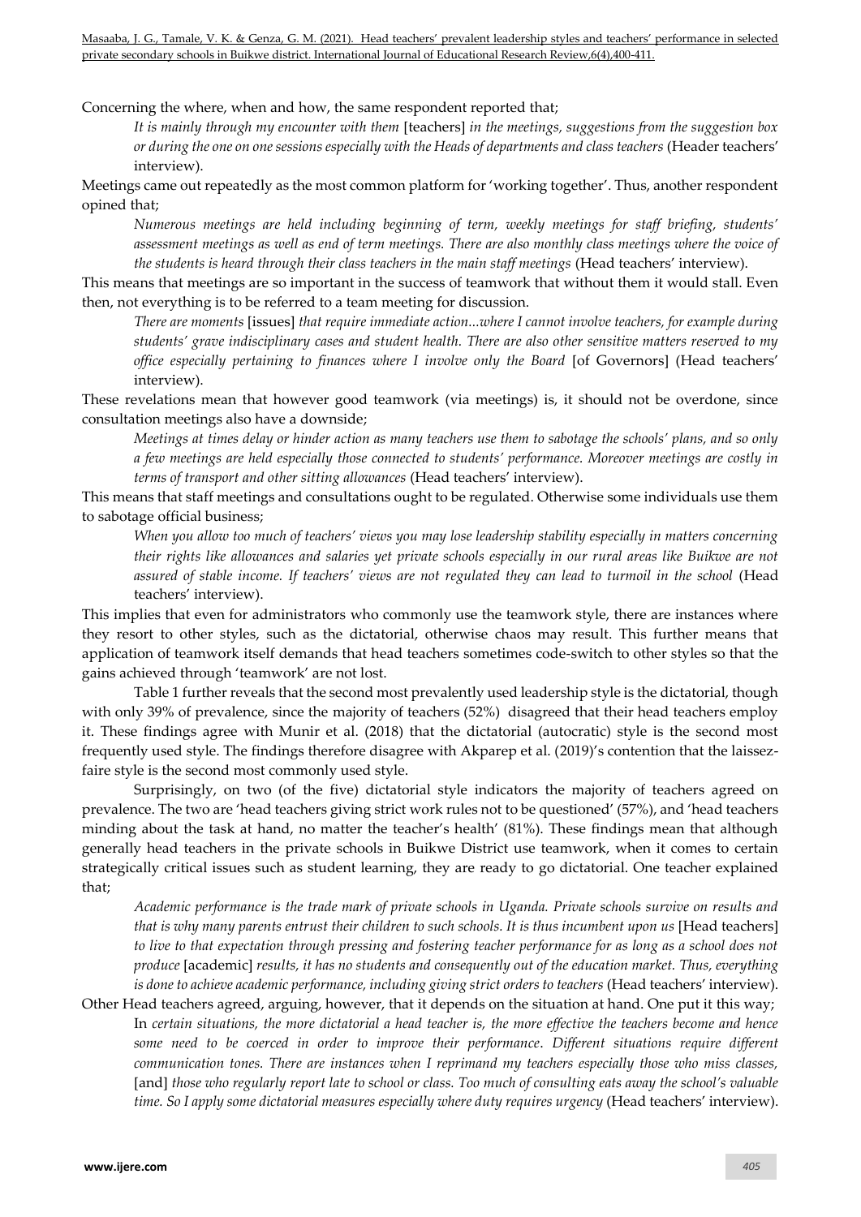Concerning the where, when and how, the same respondent reported that;

> *It is mainly through my encounter with them* [teachers] *in the meetings, suggestions from the suggestion box or during the one on one sessions especially with the Heads of departments and class teachers* (Header teachers' interview).

Meetings came out repeatedly as the most common platform for 'working together'. Thus, another respondent opined that;

> *Numerous meetings are held including beginning of term, weekly meetings for staff briefing, students' assessment meetings as well as end of term meetings. There are also monthly class meetings where the voice of the students is heard through their class teachers in the main staff meetings* (Head teachers' interview).

This means that meetings are so important in the success of teamwork that without them it would stall. Even then, not everything is to be referred to a team meeting for discussion.

> *There are moments* [issues] *that require immediate action...where I cannot involve teachers, for example during students' grave indisciplinary cases and student health. There are also other sensitive matters reserved to my office especially pertaining to finances where I involve only the Board* [of Governors] (Head teachers' interview).

These revelations mean that however good teamwork (via meetings) is, it should not be overdone, since consultation meetings also have a downside;

> *Meetings at times delay or hinder action as many teachers use them to sabotage the schools' plans, and so only a few meetings are held especially those connected to students' performance. Moreover meetings are costly in terms of transport and other sitting allowances* (Head teachers' interview).

This means that staff meetings and consultations ought to be regulated. Otherwise some individuals use them to sabotage official business;

> *When you allow too much of teachers' views you may lose leadership stability especially in matters concerning their rights like allowances and salaries yet private schools especially in our rural areas like Buikwe are not assured of stable income. If teachers' views are not regulated they can lead to turmoil in the school* (Head teachers' interview).

This implies that even for administrators who commonly use the teamwork style, there are instances where they resort to other styles, such as the dictatorial, otherwise chaos may result. This further means that application of teamwork itself demands that head teachers sometimes code-switch to other styles so that the gains achieved through 'teamwork' are not lost.

Table 1 further reveals that the second most prevalently used leadership style is the dictatorial, though with only 39% of prevalence, since the majority of teachers (52%) disagreed that their head teachers employ it. These findings agree with Munir et al. (2018) that the dictatorial (autocratic) style is the second most frequently used style. The findings therefore disagree with Akparep et al. (2019)'s contention that the laissez-faire style is the second most commonly used style.

Surprisingly, on two (of the five) dictatorial style indicators the majority of teachers agreed on prevalence. The two are 'head teachers giving strict work rules not to be questioned' (57%), and 'head teachers minding about the task at hand, no matter the teacher's health' (81%). These findings mean that although generally head teachers in the private schools in Buikwe District use teamwork, when it comes to certain strategically critical issues such as student learning, they are ready to go dictatorial. One teacher explained that;

> *Academic performance is the trade mark of private schools in Uganda. Private schools survive on results and that is why many parents entrust their children to such schools. It is thus incumbent upon us* [Head teachers] *to live to that expectation through pressing and fostering teacher performance for as long as a school does not produce* [academic] *results, it has no students and consequently out of the education market. Thus, everything is done to achieve academic performance, including giving strict orders to teachers* (Head teachers' interview).

Other Head teachers agreed, arguing, however, that it depends on the situation at hand. One put it this way;

> In *certain situations, the more dictatorial a head teacher is, the more effective the teachers become and hence some need to be coerced in order to improve their performance. Different situations require different communication tones. There are instances when I reprimand my teachers especially those who miss classes,* [and] *those who regularly report late to school or class. Too much of consulting eats away the school's valuable time. So I apply some dictatorial measures especially where duty requires urgency* (Head teachers' interview).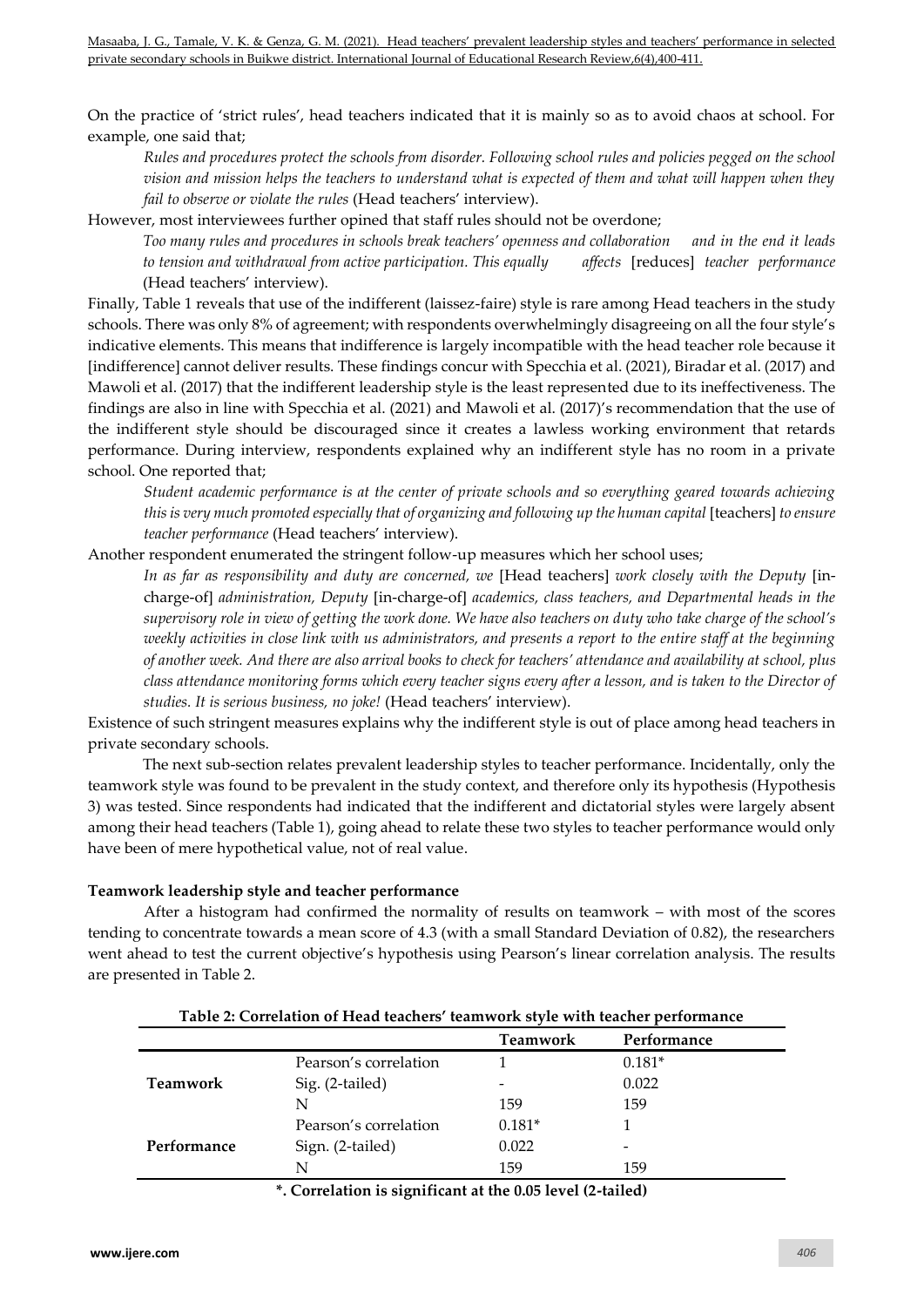On the practice of 'strict rules', head teachers indicated that it is mainly so as to avoid chaos at school. For example, one said that;

> *Rules and procedures protect the schools from disorder. Following school rules and policies pegged on the school vision and mission helps the teachers to understand what is expected of them and what will happen when they fail to observe or violate the rules* (Head teachers' interview).

However, most interviewees further opined that staff rules should not be overdone;

> *Too many rules and procedures in schools break teachers' openness and collaboration and in the end it leads to tension and withdrawal from active participation. This equally affects* [reduces] *teacher performance* (Head teachers' interview).

Finally, Table 1 reveals that use of the indifferent (laissez-faire) style is rare among Head teachers in the study schools. There was only 8% of agreement; with respondents overwhelmingly disagreeing on all the four style's indicative elements. This means that indifference is largely incompatible with the head teacher role because it [indifference] cannot deliver results. These findings concur with Specchia et al. (2021), Biradar et al. (2017) and Mawoli et al. (2017) that the indifferent leadership style is the least represented due to its ineffectiveness. The findings are also in line with Specchia et al. (2021) and Mawoli et al. (2017)'s recommendation that the use of the indifferent style should be discouraged since it creates a lawless working environment that retards performance. During interview, respondents explained why an indifferent style has no room in a private school. One reported that;

> *Student academic performance is at the center of private schools and so everything geared towards achieving this is very much promoted especially that of organizing and following up the human capital* [teachers] *to ensure teacher performance* (Head teachers' interview).

Another respondent enumerated the stringent follow-up measures which her school uses;

> *In as far as responsibility and duty are concerned, we* [Head teachers] *work closely with the Deputy* [in-charge-of] *administration, Deputy* [in-charge-of] *academics, class teachers, and Departmental heads in the supervisory role in view of getting the work done. We have also teachers on duty who take charge of the school's weekly activities in close link with us administrators, and presents a report to the entire staff at the beginning of another week. And there are also arrival books to check for teachers' attendance and availability at school, plus class attendance monitoring forms which every teacher signs every after a lesson, and is taken to the Director of studies. It is serious business, no joke!* (Head teachers' interview).

Existence of such stringent measures explains why the indifferent style is out of place among head teachers in private secondary schools.

The next sub-section relates prevalent leadership styles to teacher performance. Incidentally, only the teamwork style was found to be prevalent in the study context, and therefore only its hypothesis (Hypothesis 3) was tested. Since respondents had indicated that the indifferent and dictatorial styles were largely absent among their head teachers (Table 1), going ahead to relate these two styles to teacher performance would only have been of mere hypothetical value, not of real value.

**Teamwork leadership style and teacher performance**

After a histogram had confirmed the normality of results on teamwork – with most of the scores tending to concentrate towards a mean score of 4.3 (with a small Standard Deviation of 0.82), the researchers went ahead to test the current objective's hypothesis using Pearson's linear correlation analysis. The results are presented in Table 2.

**Table 2: Correlation of Head teachers' teamwork style with teacher performance**

| | | Teamwork | Performance |
|---|---|---|---|
| **Teamwork** | Pearson's correlation | 1 | 0.181* |
| | Sig. (2-tailed) | - | 0.022 |
| | N | 159 | 159 |
| **Performance** | Pearson's correlation | 0.181* | 1 |
| | Sign. (2-tailed) | 0.022 | - |
| | N | 159 | 159 |

**\*. Correlation is significant at the 0.05 level (2-tailed)**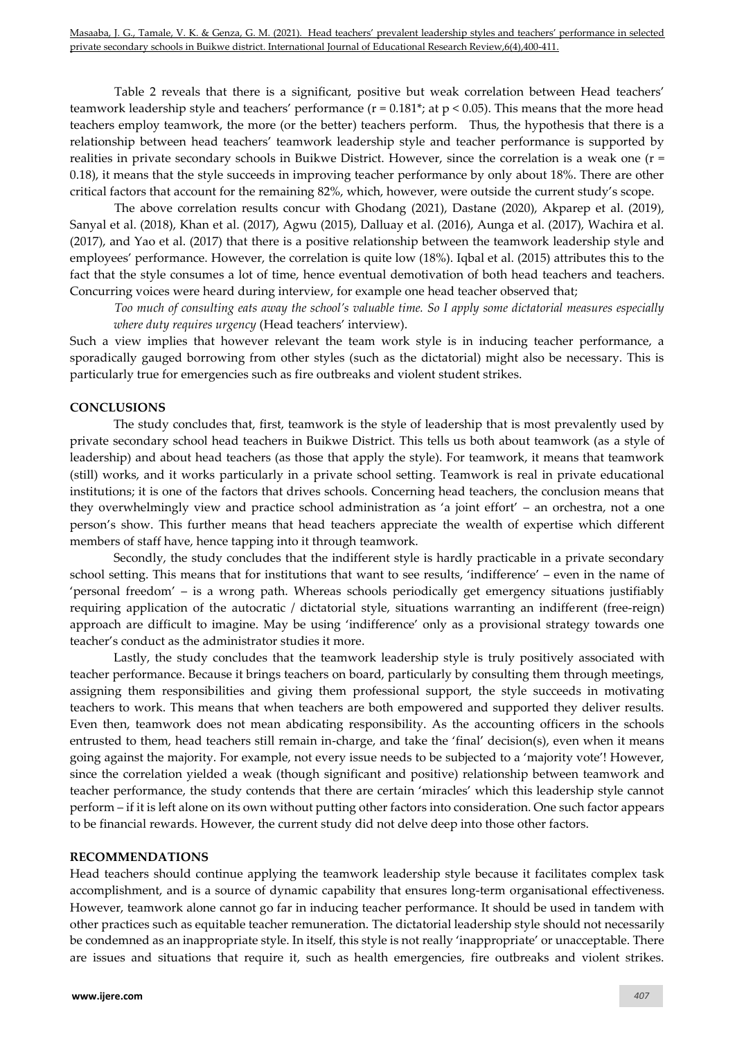Table 2 reveals that there is a significant, positive but weak correlation between Head teachers' teamwork leadership style and teachers' performance ($r = 0.181^*$; at $p < 0.05$). This means that the more head teachers employ teamwork, the more (or the better) teachers perform. Thus, the hypothesis that there is a relationship between head teachers' teamwork leadership style and teacher performance is supported by realities in private secondary schools in Buikwe District. However, since the correlation is a weak one ($r = 0.18$), it means that the style succeeds in improving teacher performance by only about 18%. There are other critical factors that account for the remaining 82%, which, however, were outside the current study's scope.

The above correlation results concur with Ghodang (2021), Dastane (2020), Akparep et al. (2019), Sanyal et al. (2018), Khan et al. (2017), Agwu (2015), Dalluay et al. (2016), Aunga et al. (2017), Wachira et al. (2017), and Yao et al. (2017) that there is a positive relationship between the teamwork leadership style and employees' performance. However, the correlation is quite low (18%). Iqbal et al. (2015) attributes this to the fact that the style consumes a lot of time, hence eventual demotivation of both head teachers and teachers. Concurring voices were heard during interview, for example one head teacher observed that;

*Too much of consulting eats away the school's valuable time. So I apply some dictatorial measures especially where duty requires urgency* (Head teachers' interview).

Such a view implies that however relevant the team work style is in inducing teacher performance, a sporadically gauged borrowing from other styles (such as the dictatorial) might also be necessary. This is particularly true for emergencies such as fire outbreaks and violent student strikes.

## CONCLUSIONS

The study concludes that, first, teamwork is the style of leadership that is most prevalently used by private secondary school head teachers in Buikwe District. This tells us both about teamwork (as a style of leadership) and about head teachers (as those that apply the style). For teamwork, it means that teamwork (still) works, and it works particularly in a private school setting. Teamwork is real in private educational institutions; it is one of the factors that drives schools. Concerning head teachers, the conclusion means that they overwhelmingly view and practice school administration as 'a joint effort' – an orchestra, not a one person's show. This further means that head teachers appreciate the wealth of expertise which different members of staff have, hence tapping into it through teamwork.

Secondly, the study concludes that the indifferent style is hardly practicable in a private secondary school setting. This means that for institutions that want to see results, 'indifference' – even in the name of 'personal freedom' – is a wrong path. Whereas schools periodically get emergency situations justifiably requiring application of the autocratic / dictatorial style, situations warranting an indifferent (free-reign) approach are difficult to imagine. May be using 'indifference' only as a provisional strategy towards one teacher's conduct as the administrator studies it more.

Lastly, the study concludes that the teamwork leadership style is truly positively associated with teacher performance. Because it brings teachers on board, particularly by consulting them through meetings, assigning them responsibilities and giving them professional support, the style succeeds in motivating teachers to work. This means that when teachers are both empowered and supported they deliver results. Even then, teamwork does not mean abdicating responsibility. As the accounting officers in the schools entrusted to them, head teachers still remain in-charge, and take the 'final' decision(s), even when it means going against the majority. For example, not every issue needs to be subjected to a 'majority vote'! However, since the correlation yielded a weak (though significant and positive) relationship between teamwork and teacher performance, the study contends that there are certain 'miracles' which this leadership style cannot perform – if it is left alone on its own without putting other factors into consideration. One such factor appears to be financial rewards. However, the current study did not delve deep into those other factors.

## RECOMMENDATIONS

Head teachers should continue applying the teamwork leadership style because it facilitates complex task accomplishment, and is a source of dynamic capability that ensures long-term organisational effectiveness. However, teamwork alone cannot go far in inducing teacher performance. It should be used in tandem with other practices such as equitable teacher remuneration. The dictatorial leadership style should not necessarily be condemned as an inappropriate style. In itself, this style is not really 'inappropriate' or unacceptable. There are issues and situations that require it, such as health emergencies, fire outbreaks and violent strikes.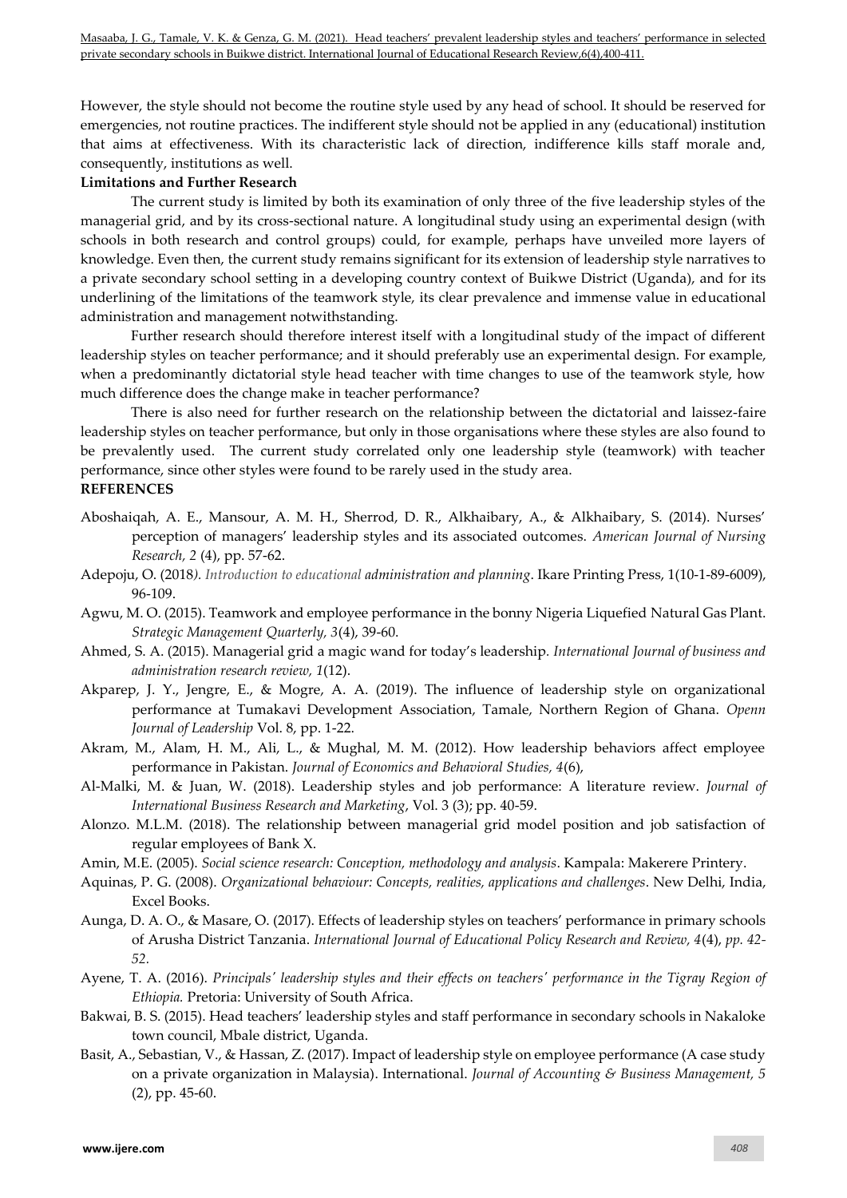However, the style should not become the routine style used by any head of school. It should be reserved for emergencies, not routine practices. The indifferent style should not be applied in any (educational) institution that aims at effectiveness. With its characteristic lack of direction, indifference kills staff morale and, consequently, institutions as well.

**Limitations and Further Research**

The current study is limited by both its examination of only three of the five leadership styles of the managerial grid, and by its cross-sectional nature. A longitudinal study using an experimental design (with schools in both research and control groups) could, for example, perhaps have unveiled more layers of knowledge. Even then, the current study remains significant for its extension of leadership style narratives to a private secondary school setting in a developing country context of Buikwe District (Uganda), and for its underlining of the limitations of the teamwork style, its clear prevalence and immense value in educational administration and management notwithstanding.

Further research should therefore interest itself with a longitudinal study of the impact of different leadership styles on teacher performance; and it should preferably use an experimental design. For example, when a predominantly dictatorial style head teacher with time changes to use of the teamwork style, how much difference does the change make in teacher performance?

There is also need for further research on the relationship between the dictatorial and laissez-faire leadership styles on teacher performance, but only in those organisations where these styles are also found to be prevalently used. The current study correlated only one leadership style (teamwork) with teacher performance, since other styles were found to be rarely used in the study area.

**REFERENCES**

Aboshaiqah, A. E., Mansour, A. M. H., Sherrod, D. R., Alkhaibary, A., & Alkhaibary, S. (2014). Nurses' perception of managers' leadership styles and its associated outcomes. *American Journal of Nursing Research, 2* (4), pp. 57-62.

Adepoju, O. (2018*). Introduction to educational* *administration and planning*. Ikare Printing Press, 1(10-1-89-6009), 96-109.

Agwu, M. O. (2015). Teamwork and employee performance in the bonny Nigeria Liquefied Natural Gas Plant. *Strategic Management Quarterly, 3*(4), 39-60.

Ahmed, S. A. (2015). Managerial grid a magic wand for today's leadership. *International Journal of business and administration research review, 1*(12).

Akparep, J. Y., Jengre, E., & Mogre, A. A. (2019). The influence of leadership style on organizational performance at Tumakavi Development Association, Tamale, Northern Region of Ghana. *Openn Journal of Leadership* Vol. 8, pp. 1-22.

Akram, M., Alam, H. M., Ali, L., & Mughal, M. M. (2012). How leadership behaviors affect employee performance in Pakistan. *Journal of Economics and Behavioral Studies, 4*(6),

Al-Malki, M. & Juan, W. (2018). Leadership styles and job performance: A literature review. *Journal of International Business Research and Marketing*, Vol. 3 (3); pp. 40-59.

Alonzo. M.L.M. (2018). The relationship between managerial grid model position and job satisfaction of regular employees of Bank X.

Amin, M.E. (2005). *Social science research: Conception, methodology and analysis*. Kampala: Makerere Printery.

Aquinas, P. G. (2008). *Organizational behaviour: Concepts, realities, applications and challenges*. New Delhi, India, Excel Books.

Aunga, D. A. O., & Masare, O. (2017). Effects of leadership styles on teachers' performance in primary schools of Arusha District Tanzania. *International Journal of Educational Policy Research and Review, 4*(4), *pp. 42-52*.

Ayene, T. A. (2016). *Principals' leadership styles and their effects on teachers' performance in the Tigray Region of Ethiopia.* Pretoria: University of South Africa.

Bakwai, B. S. (2015). Head teachers' leadership styles and staff performance in secondary schools in Nakaloke town council, Mbale district, Uganda.

Basit, A., Sebastian, V., & Hassan, Z. (2017). Impact of leadership style on employee performance (A case study on a private organization in Malaysia). International. *Journal of Accounting & Business Management, 5* (2), pp. 45-60.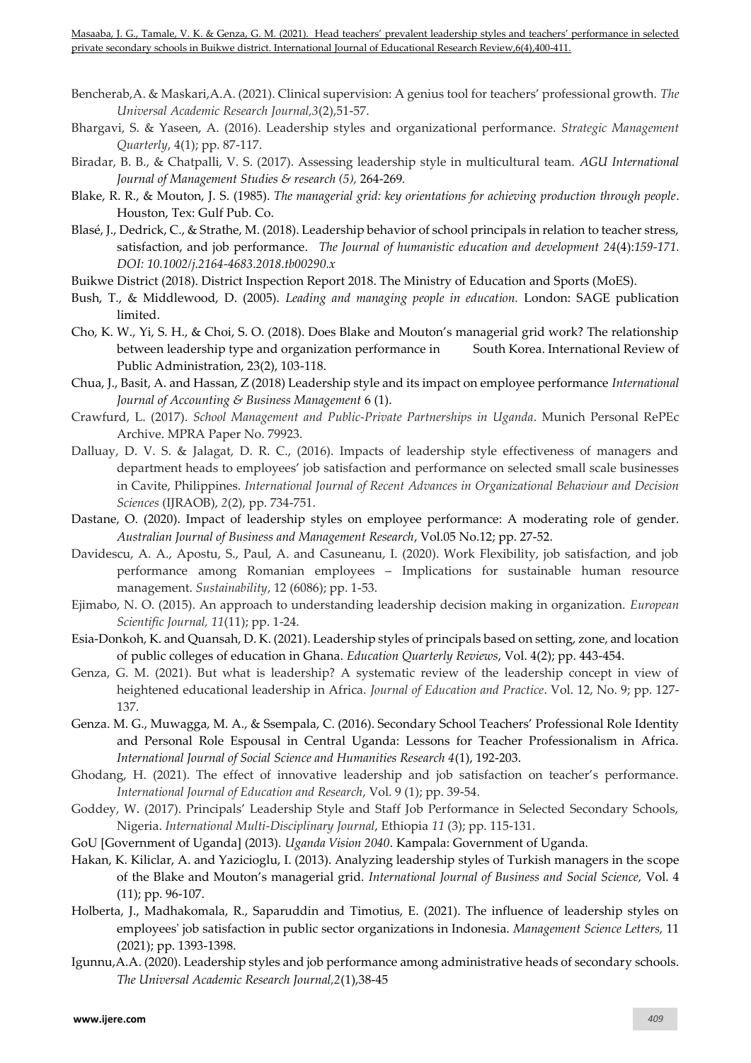Bencherab,A. & Maskari,A.A. (2021). Clinical supervision: A genius tool for teachers' professional growth. *The Universal Academic Research Journal,3*(2),51-57.

Bhargavi, S. & Yaseen, A. (2016). Leadership styles and organizational performance. *Strategic Management Quarterly*, 4(1); pp. 87-117.

Biradar, B. B., & Chatpalli, V. S. (2017). Assessing leadership style in multicultural team. *AGU International Journal of Management Studies & research (5),* 264-269.

Blake, R. R., & Mouton, J. S. (1985). *The managerial grid: key orientations for achieving production through people*. Houston, Tex: Gulf Pub. Co.

Blasé, J., Dedrick, C., & Strathe, M. (2018). Leadership behavior of school principals in relation to teacher stress, satisfaction, and job performance. *The Journal of humanistic education and development 24*(4):*159-171. DOI: 10.1002/j.2164-4683.2018.tb00290.x*

Buikwe District (2018). District Inspection Report 2018. The Ministry of Education and Sports (MoES).

Bush, T., & Middlewood, D. (2005). *Leading and managing people in education.* London: SAGE publication limited.

Cho, K. W., Yi, S. H., & Choi, S. O. (2018). Does Blake and Mouton's managerial grid work? The relationship between leadership type and organization performance in South Korea. International Review of Public Administration, 23(2), 103-118.

Chua, J., Basit, A. and Hassan, Z (2018) Leadership style and its impact on employee performance *International Journal of Accounting & Business Management* 6 (1).

Crawfurd, L. (2017). *School Management and Public-Private Partnerships in Uganda*. Munich Personal RePEc Archive. MPRA Paper No. 79923.

Dalluay, D. V. S. & Jalagat, D. R. C., (2016). Impacts of leadership style effectiveness of managers and department heads to employees' job satisfaction and performance on selected small scale businesses in Cavite, Philippines. *International Journal of Recent Advances in Organizational Behaviour and Decision Sciences* (IJRAOB), *2*(2), pp. 734-751.

Dastane, O. (2020). Impact of leadership styles on employee performance: A moderating role of gender. *Australian Journal of Business and Management Research*, Vol.05 No.12; pp. 27-52.

Davidescu, A. A., Apostu, S., Paul, A. and Casuneanu, I. (2020). Work Flexibility, job satisfaction, and job performance among Romanian employees – Implications for sustainable human resource management. *Sustainability*, 12 (6086); pp. 1-53.

Ejimabo, N. O. (2015). An approach to understanding leadership decision making in organization. *European Scientific Journal, 11*(11); pp. 1-24.

Esia-Donkoh, K. and Quansah, D. K. (2021). Leadership styles of principals based on setting, zone, and location of public colleges of education in Ghana. *Education Quarterly Reviews*, Vol. 4(2); pp. 443-454.

Genza, G. M. (2021). But what is leadership? A systematic review of the leadership concept in view of heightened educational leadership in Africa. *Journal of Education and Practice*. Vol. 12, No. 9; pp. 127-137.

Genza. M. G., Muwagga, M. A., & Ssempala, C. (2016). Secondary School Teachers' Professional Role Identity and Personal Role Espousal in Central Uganda: Lessons for Teacher Professionalism in Africa. *International Journal of Social Science and Humanities Research 4*(1), 192-203.

Ghodang, H. (2021). The effect of innovative leadership and job satisfaction on teacher's performance. *International Journal of Education and Research*, Vol. 9 (1); pp. 39-54.

Goddey, W. (2017). Principals' Leadership Style and Staff Job Performance in Selected Secondary Schools, Nigeria. *International Multi-Disciplinary Journal*, Ethiopia *11* (3); pp. 115-131.

GoU [Government of Uganda] (2013). *Uganda Vision 2040*. Kampala: Government of Uganda.

Hakan, K. Kiliclar, A. and Yazicioglu, I. (2013). Analyzing leadership styles of Turkish managers in the scope of the Blake and Mouton's managerial grid. *International Journal of Business and Social Science,* Vol. 4 (11); pp. 96-107.

Holberta, J., Madhakomala, R., Saparuddin and Timotius, E. (2021). The influence of leadership styles on employees' job satisfaction in public sector organizations in Indonesia. *Management Science Letters,* 11 (2021); pp. 1393-1398.

Igunnu,A.A. (2020). Leadership styles and job performance among administrative heads of secondary schools. *The Universal Academic Research Journal,2*(1),38-45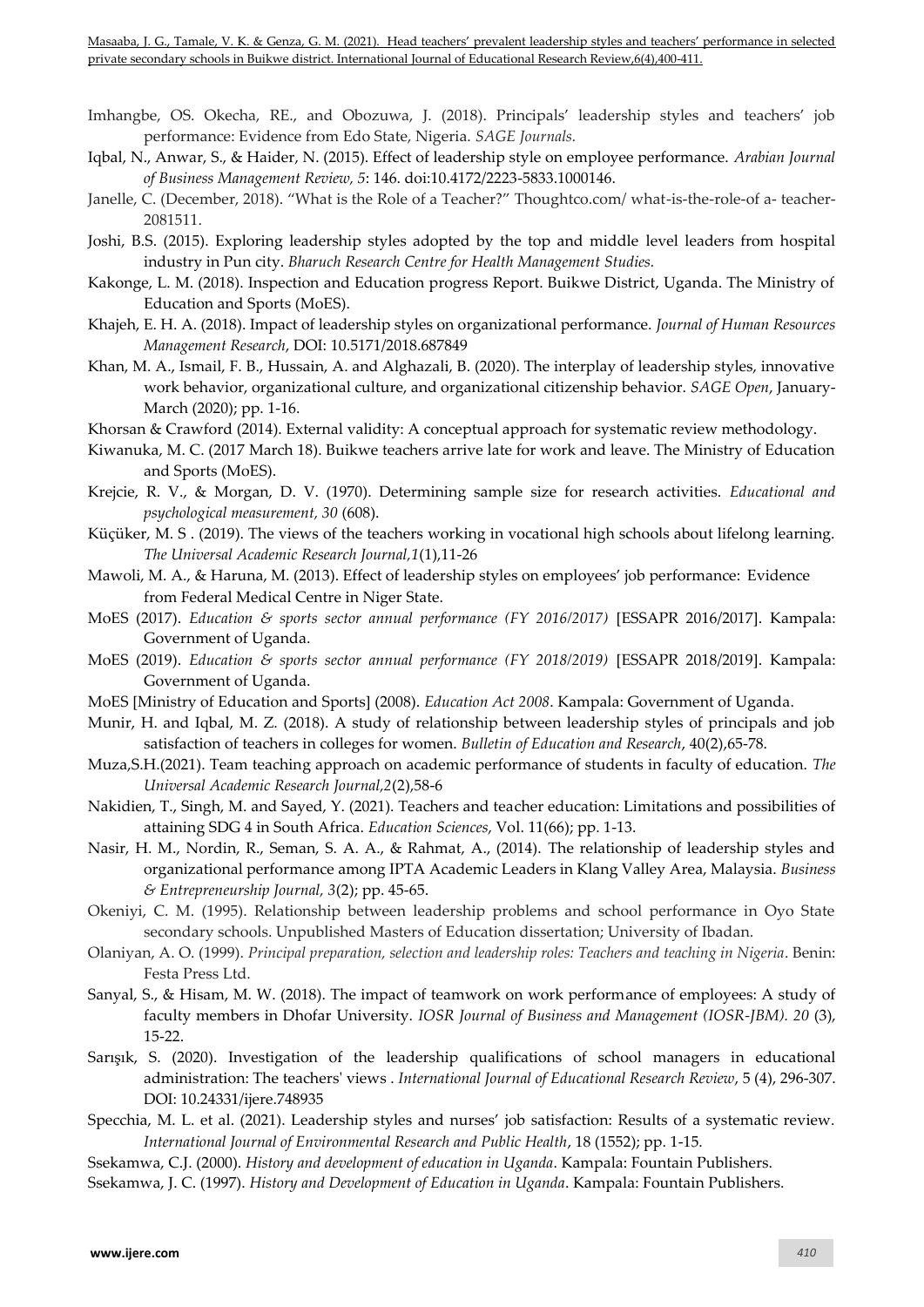Imhangbe, OS. Okecha, RE., and Obozuwa, J. (2018). Principals' leadership styles and teachers' job performance: Evidence from Edo State, Nigeria. *SAGE Journals.*

Iqbal, N., Anwar, S., & Haider, N. (2015). Effect of leadership style on employee performance. *Arabian Journal of Business Management Review, 5*: 146. doi:10.4172/2223-5833.1000146.

Janelle, C. (December, 2018). "What is the Role of a Teacher?" Thoughtco.com/ what-is-the-role-of a- teacher-2081511.

Joshi, B.S. (2015). Exploring leadership styles adopted by the top and middle level leaders from hospital industry in Pun city. *Bharuch Research Centre for Health Management Studies.*

Kakonge, L. M. (2018). Inspection and Education progress Report. Buikwe District, Uganda. The Ministry of Education and Sports (MoES).

Khajeh, E. H. A. (2018). Impact of leadership styles on organizational performance. *Journal of Human Resources Management Research*, DOI: 10.5171/2018.687849

Khan, M. A., Ismail, F. B., Hussain, A. and Alghazali, B. (2020). The interplay of leadership styles, innovative work behavior, organizational culture, and organizational citizenship behavior. *SAGE Open*, January-March (2020); pp. 1-16.

Khorsan & Crawford (2014). External validity: A conceptual approach for systematic review methodology.

Kiwanuka, M. C. (2017 March 18). Buikwe teachers arrive late for work and leave. The Ministry of Education and Sports (MoES).

Krejcie, R. V., & Morgan, D. V. (1970). Determining sample size for research activities. *Educational and psychological measurement, 30* (608).

Küçüker, M. S . (2019). The views of the teachers working in vocational high schools about lifelong learning. *The Universal Academic Research Journal,1*(1),11-26

Mawoli, M. A., & Haruna, M. (2013). Effect of leadership styles on employees' job performance: Evidence from Federal Medical Centre in Niger State.

MoES (2017). *Education & sports sector annual performance (FY 2016/2017)* [ESSAPR 2016/2017]. Kampala: Government of Uganda.

MoES (2019). *Education & sports sector annual performance (FY 2018/2019)* [ESSAPR 2018/2019]. Kampala: Government of Uganda.

MoES [Ministry of Education and Sports] (2008). *Education Act 2008*. Kampala: Government of Uganda.

Munir, H. and Iqbal, M. Z. (2018). A study of relationship between leadership styles of principals and job satisfaction of teachers in colleges for women. *Bulletin of Education and Research*, 40(2),65-78.

Muza,S.H.(2021). Team teaching approach on academic performance of students in faculty of education. *The Universal Academic Research Journal,2*(2),58-6

Nakidien, T., Singh, M. and Sayed, Y. (2021). Teachers and teacher education: Limitations and possibilities of attaining SDG 4 in South Africa. *Education Sciences*, Vol. 11(66); pp. 1-13.

Nasir, H. M., Nordin, R., Seman, S. A. A., & Rahmat, A., (2014). The relationship of leadership styles and organizational performance among IPTA Academic Leaders in Klang Valley Area, Malaysia. *Business & Entrepreneurship Journal, 3*(2); pp. 45-65.

Okeniyi, C. M. (1995). Relationship between leadership problems and school performance in Oyo State secondary schools. Unpublished Masters of Education dissertation; University of Ibadan.

Olaniyan, A. O. (1999). *Principal preparation, selection and leadership roles: Teachers and teaching in Nigeria*. Benin: Festa Press Ltd.

Sanyal, S., & Hisam, M. W. (2018). The impact of teamwork on work performance of employees: A study of faculty members in Dhofar University. *IOSR Journal of Business and Management (IOSR-JBM). 20* (3), 15-22.

Sarışık, S. (2020). Investigation of the leadership qualifications of school managers in educational administration: The teachers' views . *International Journal of Educational Research Review*, 5 (4), 296-307. DOI: 10.24331/ijere.748935

Specchia, M. L. et al. (2021). Leadership styles and nurses' job satisfaction: Results of a systematic review. *International Journal of Environmental Research and Public Health*, 18 (1552); pp. 1-15.

Ssekamwa, C.J. (2000). *History and development of education in Uganda*. Kampala: Fountain Publishers.

Ssekamwa, J. C. (1997). *History and Development of Education in Uganda*. Kampala: Fountain Publishers.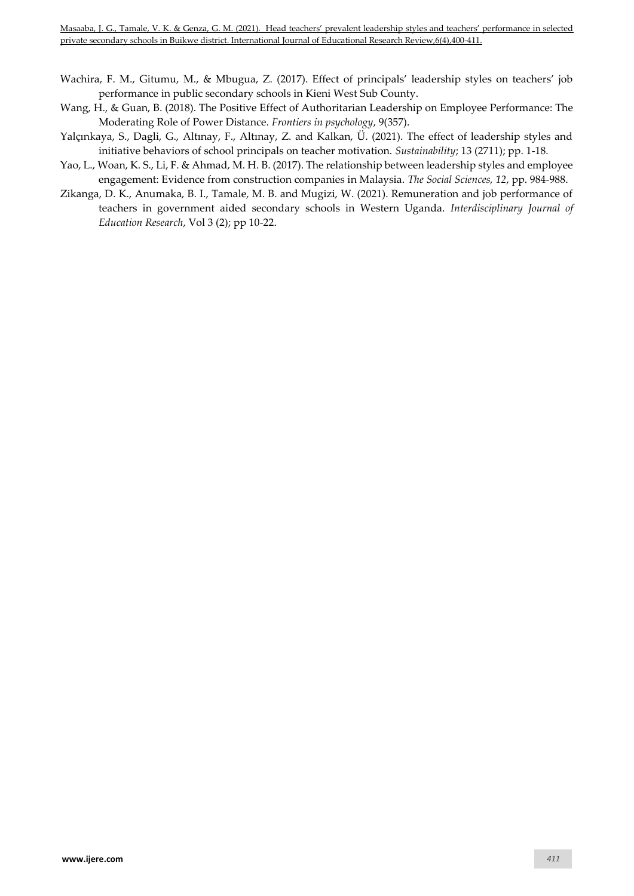Wachira, F. M., Gitumu, M., & Mbugua, Z. (2017). Effect of principals' leadership styles on teachers' job performance in public secondary schools in Kieni West Sub County.

Wang, H., & Guan, B. (2018). The Positive Effect of Authoritarian Leadership on Employee Performance: The Moderating Role of Power Distance. *Frontiers in psychology*, 9(357).

Yalçınkaya, S., Dagli, G., Altınay, F., Altınay, Z. and Kalkan, Ü. (2021). The effect of leadership styles and initiative behaviors of school principals on teacher motivation. *Sustainability*; 13 (2711); pp. 1-18.

Yao, L., Woan, K. S., Li, F. & Ahmad, M. H. B. (2017). The relationship between leadership styles and employee engagement: Evidence from construction companies in Malaysia. *The Social Sciences, 12*, pp. 984-988.

Zikanga, D. K., Anumaka, B. I., Tamale, M. B. and Mugizi, W. (2021). Remuneration and job performance of teachers in government aided secondary schools in Western Uganda. *Interdisciplinary Journal of Education Research*, Vol 3 (2); pp 10-22.